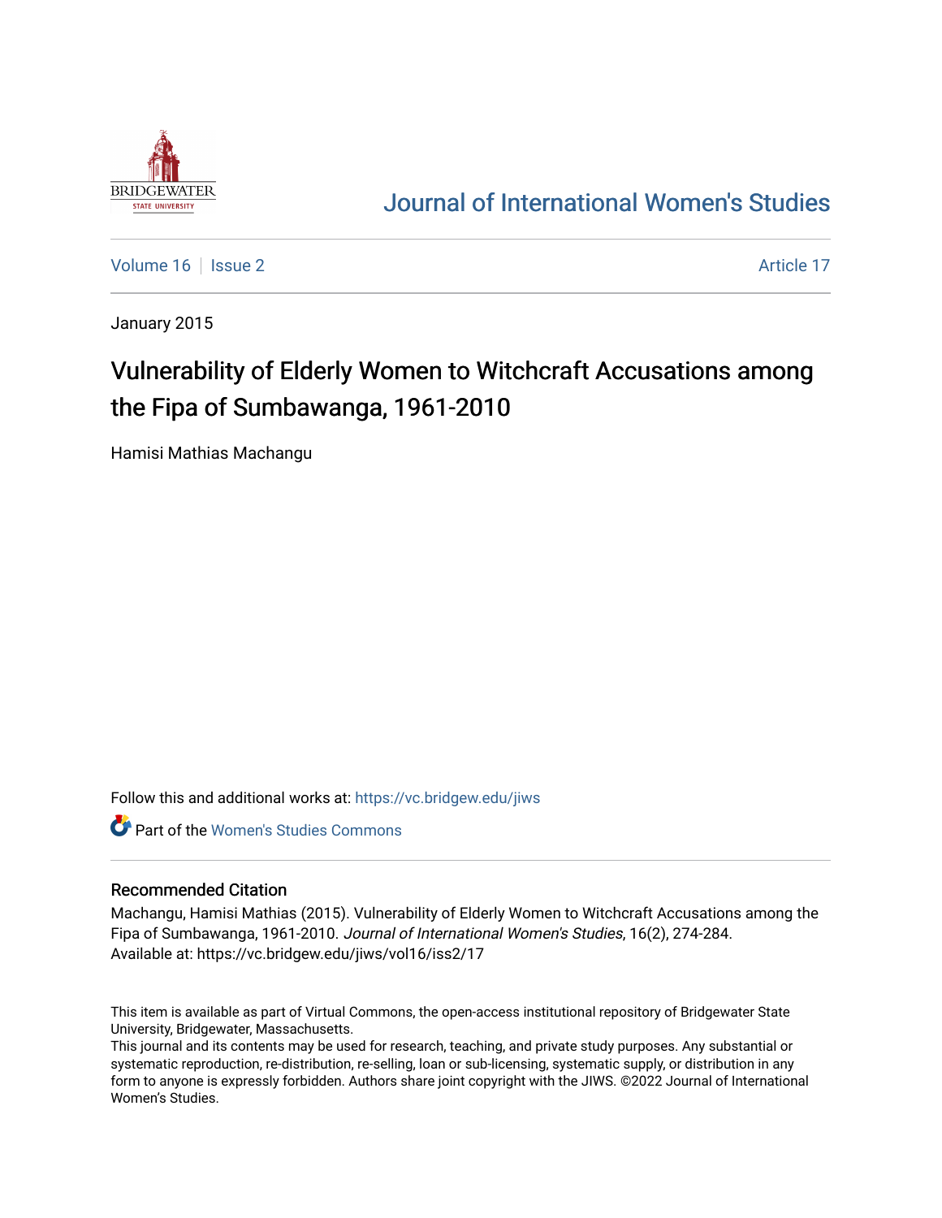# Journal of International Women's Studies

Volume 16 | Issue 2 — Article 17

January 2015

# Vulnerability of Elderly Women to Witchcraft Accusations among the Fipa of Sumbawanga, 1961-2010

Hamisi Mathias Machangu

Follow this and additional works at: https://vc.bridgew.edu/jiws

Part of the Women's Studies Commons

## Recommended Citation

Machangu, Hamisi Mathias (2015). Vulnerability of Elderly Women to Witchcraft Accusations among the Fipa of Sumbawanga, 1961-2010. *Journal of International Women's Studies*, 16(2), 274-284.
Available at: https://vc.bridgew.edu/jiws/vol16/iss2/17

This item is available as part of Virtual Commons, the open-access institutional repository of Bridgewater State University, Bridgewater, Massachusetts.
This journal and its contents may be used for research, teaching, and private study purposes. Any substantial or systematic reproduction, re-distribution, re-selling, loan or sub-licensing, systematic supply, or distribution in any form to anyone is expressly forbidden. Authors share joint copyright with the JIWS. ©2022 Journal of International Women's Studies.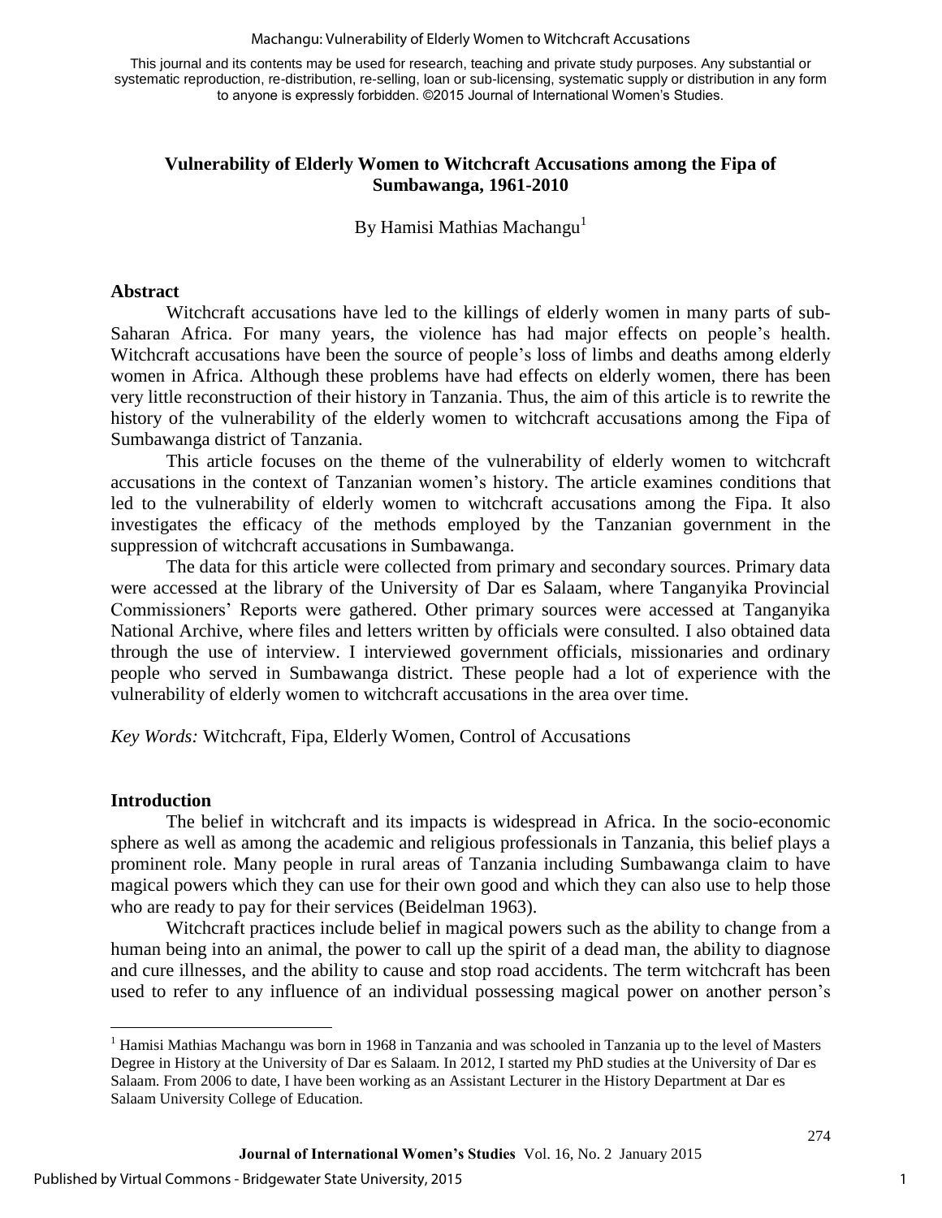This journal and its contents may be used for research, teaching and private study purposes. Any substantial or systematic reproduction, re-distribution, re-selling, loan or sub-licensing, systematic supply or distribution in any form to anyone is expressly forbidden. ©2015 Journal of International Women's Studies.

# Vulnerability of Elderly Women to Witchcraft Accusations among the Fipa of Sumbawanga, 1961-2010

By Hamisi Mathias Machangu[1]

## Abstract

Witchcraft accusations have led to the killings of elderly women in many parts of sub-Saharan Africa. For many years, the violence has had major effects on people's health. Witchcraft accusations have been the source of people's loss of limbs and deaths among elderly women in Africa. Although these problems have had effects on elderly women, there has been very little reconstruction of their history in Tanzania. Thus, the aim of this article is to rewrite the history of the vulnerability of the elderly women to witchcraft accusations among the Fipa of Sumbawanga district of Tanzania.

This article focuses on the theme of the vulnerability of elderly women to witchcraft accusations in the context of Tanzanian women's history. The article examines conditions that led to the vulnerability of elderly women to witchcraft accusations among the Fipa. It also investigates the efficacy of the methods employed by the Tanzanian government in the suppression of witchcraft accusations in Sumbawanga.

The data for this article were collected from primary and secondary sources. Primary data were accessed at the library of the University of Dar es Salaam, where Tanganyika Provincial Commissioners' Reports were gathered. Other primary sources were accessed at Tanganyika National Archive, where files and letters written by officials were consulted. I also obtained data through the use of interview. I interviewed government officials, missionaries and ordinary people who served in Sumbawanga district. These people had a lot of experience with the vulnerability of elderly women to witchcraft accusations in the area over time.

*Key Words:* Witchcraft, Fipa, Elderly Women, Control of Accusations

## Introduction

The belief in witchcraft and its impacts is widespread in Africa. In the socio-economic sphere as well as among the academic and religious professionals in Tanzania, this belief plays a prominent role. Many people in rural areas of Tanzania including Sumbawanga claim to have magical powers which they can use for their own good and which they can also use to help those who are ready to pay for their services (Beidelman 1963).

Witchcraft practices include belief in magical powers such as the ability to change from a human being into an animal, the power to call up the spirit of a dead man, the ability to diagnose and cure illnesses, and the ability to cause and stop road accidents. The term witchcraft has been used to refer to any influence of an individual possessing magical power on another person's

---

[1] Hamisi Mathias Machangu was born in 1968 in Tanzania and was schooled in Tanzania up to the level of Masters Degree in History at the University of Dar es Salaam. In 2012, I started my PhD studies at the University of Dar es Salaam. From 2006 to date, I have been working as an Assistant Lecturer in the History Department at Dar es Salaam University College of Education.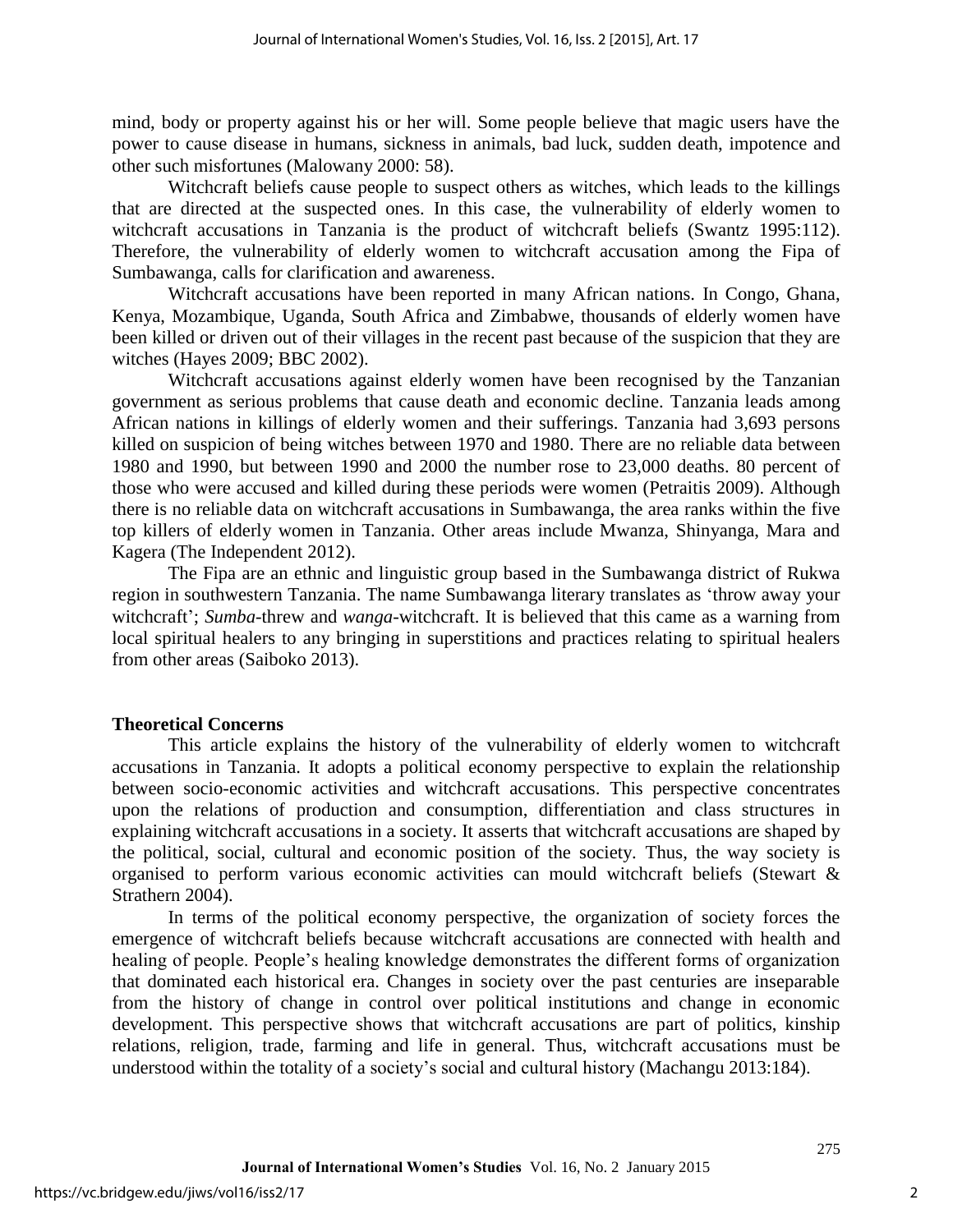mind, body or property against his or her will. Some people believe that magic users have the power to cause disease in humans, sickness in animals, bad luck, sudden death, impotence and other such misfortunes (Malowany 2000: 58).

Witchcraft beliefs cause people to suspect others as witches, which leads to the killings that are directed at the suspected ones. In this case, the vulnerability of elderly women to witchcraft accusations in Tanzania is the product of witchcraft beliefs (Swantz 1995:112). Therefore, the vulnerability of elderly women to witchcraft accusation among the Fipa of Sumbawanga, calls for clarification and awareness.

Witchcraft accusations have been reported in many African nations. In Congo, Ghana, Kenya, Mozambique, Uganda, South Africa and Zimbabwe, thousands of elderly women have been killed or driven out of their villages in the recent past because of the suspicion that they are witches (Hayes 2009; BBC 2002).

Witchcraft accusations against elderly women have been recognised by the Tanzanian government as serious problems that cause death and economic decline. Tanzania leads among African nations in killings of elderly women and their sufferings. Tanzania had 3,693 persons killed on suspicion of being witches between 1970 and 1980. There are no reliable data between 1980 and 1990, but between 1990 and 2000 the number rose to 23,000 deaths. 80 percent of those who were accused and killed during these periods were women (Petraitis 2009). Although there is no reliable data on witchcraft accusations in Sumbawanga, the area ranks within the five top killers of elderly women in Tanzania. Other areas include Mwanza, Shinyanga, Mara and Kagera (The Independent 2012).

The Fipa are an ethnic and linguistic group based in the Sumbawanga district of Rukwa region in southwestern Tanzania. The name Sumbawanga literary translates as 'throw away your witchcraft'; *Sumba*-threw and *wanga*-witchcraft. It is believed that this came as a warning from local spiritual healers to any bringing in superstitions and practices relating to spiritual healers from other areas (Saiboko 2013).

## Theoretical Concerns

This article explains the history of the vulnerability of elderly women to witchcraft accusations in Tanzania. It adopts a political economy perspective to explain the relationship between socio-economic activities and witchcraft accusations. This perspective concentrates upon the relations of production and consumption, differentiation and class structures in explaining witchcraft accusations in a society. It asserts that witchcraft accusations are shaped by the political, social, cultural and economic position of the society. Thus, the way society is organised to perform various economic activities can mould witchcraft beliefs (Stewart & Strathern 2004).

In terms of the political economy perspective, the organization of society forces the emergence of witchcraft beliefs because witchcraft accusations are connected with health and healing of people. People's healing knowledge demonstrates the different forms of organization that dominated each historical era. Changes in society over the past centuries are inseparable from the history of change in control over political institutions and change in economic development. This perspective shows that witchcraft accusations are part of politics, kinship relations, religion, trade, farming and life in general. Thus, witchcraft accusations must be understood within the totality of a society's social and cultural history (Machangu 2013:184).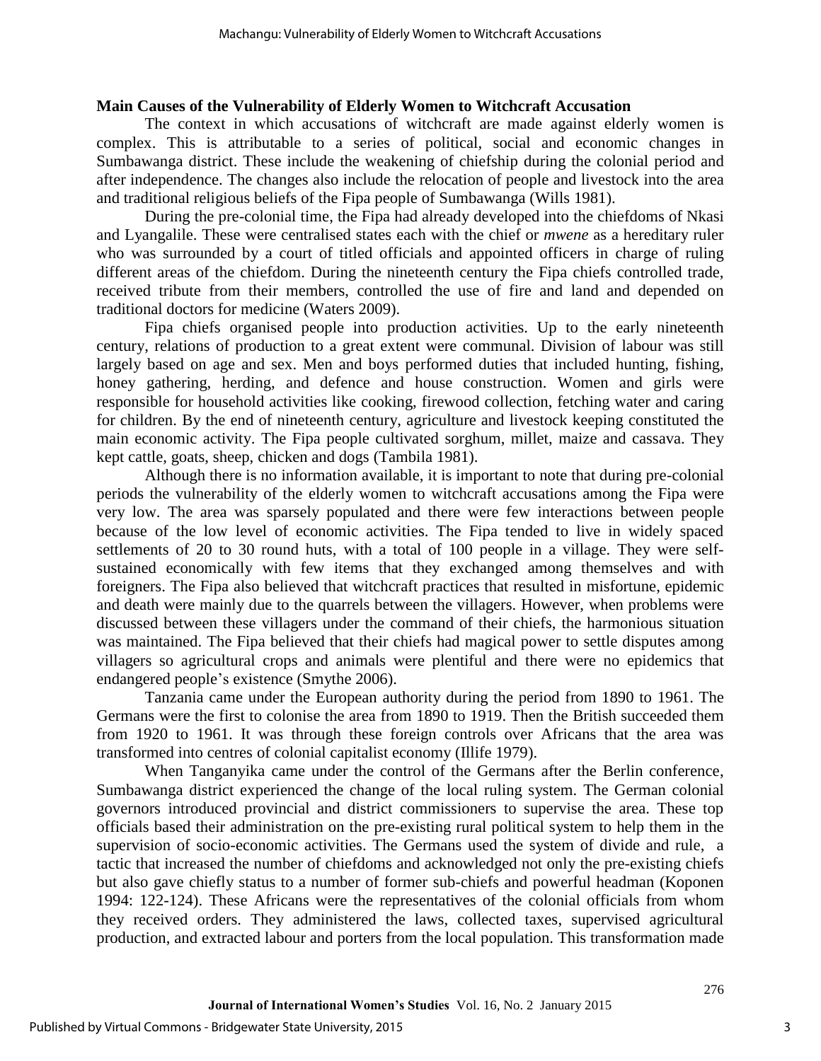### Main Causes of the Vulnerability of Elderly Women to Witchcraft Accusation

The context in which accusations of witchcraft are made against elderly women is complex. This is attributable to a series of political, social and economic changes in Sumbawanga district. These include the weakening of chiefship during the colonial period and after independence. The changes also include the relocation of people and livestock into the area and traditional religious beliefs of the Fipa people of Sumbawanga (Wills 1981).

During the pre-colonial time, the Fipa had already developed into the chiefdoms of Nkasi and Lyangalile. These were centralised states each with the chief or *mwene* as a hereditary ruler who was surrounded by a court of titled officials and appointed officers in charge of ruling different areas of the chiefdom. During the nineteenth century the Fipa chiefs controlled trade, received tribute from their members, controlled the use of fire and land and depended on traditional doctors for medicine (Waters 2009).

Fipa chiefs organised people into production activities. Up to the early nineteenth century, relations of production to a great extent were communal. Division of labour was still largely based on age and sex. Men and boys performed duties that included hunting, fishing, honey gathering, herding, and defence and house construction. Women and girls were responsible for household activities like cooking, firewood collection, fetching water and caring for children. By the end of nineteenth century, agriculture and livestock keeping constituted the main economic activity. The Fipa people cultivated sorghum, millet, maize and cassava. They kept cattle, goats, sheep, chicken and dogs (Tambila 1981).

Although there is no information available, it is important to note that during pre-colonial periods the vulnerability of the elderly women to witchcraft accusations among the Fipa were very low. The area was sparsely populated and there were few interactions between people because of the low level of economic activities. The Fipa tended to live in widely spaced settlements of 20 to 30 round huts, with a total of 100 people in a village. They were self-sustained economically with few items that they exchanged among themselves and with foreigners. The Fipa also believed that witchcraft practices that resulted in misfortune, epidemic and death were mainly due to the quarrels between the villagers. However, when problems were discussed between these villagers under the command of their chiefs, the harmonious situation was maintained. The Fipa believed that their chiefs had magical power to settle disputes among villagers so agricultural crops and animals were plentiful and there were no epidemics that endangered people's existence (Smythe 2006).

Tanzania came under the European authority during the period from 1890 to 1961. The Germans were the first to colonise the area from 1890 to 1919. Then the British succeeded them from 1920 to 1961. It was through these foreign controls over Africans that the area was transformed into centres of colonial capitalist economy (Illife 1979).

When Tanganyika came under the control of the Germans after the Berlin conference, Sumbawanga district experienced the change of the local ruling system. The German colonial governors introduced provincial and district commissioners to supervise the area. These top officials based their administration on the pre-existing rural political system to help them in the supervision of socio-economic activities. The Germans used the system of divide and rule, a tactic that increased the number of chiefdoms and acknowledged not only the pre-existing chiefs but also gave chiefly status to a number of former sub-chiefs and powerful headman (Koponen 1994: 122-124). These Africans were the representatives of the colonial officials from whom they received orders. They administered the laws, collected taxes, supervised agricultural production, and extracted labour and porters from the local population. This transformation made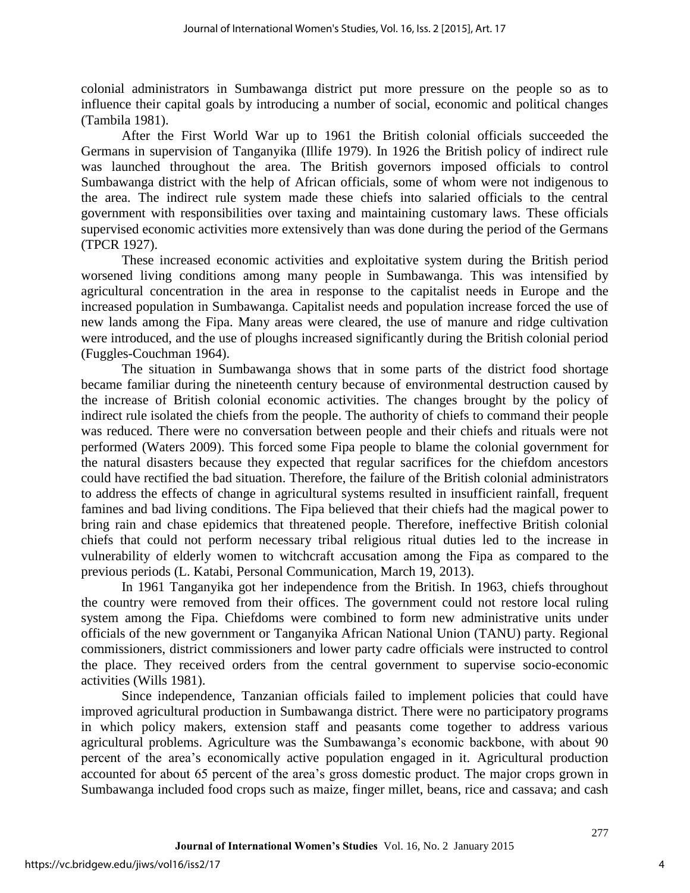colonial administrators in Sumbawanga district put more pressure on the people so as to influence their capital goals by introducing a number of social, economic and political changes (Tambila 1981).

After the First World War up to 1961 the British colonial officials succeeded the Germans in supervision of Tanganyika (Illife 1979). In 1926 the British policy of indirect rule was launched throughout the area. The British governors imposed officials to control Sumbawanga district with the help of African officials, some of whom were not indigenous to the area. The indirect rule system made these chiefs into salaried officials to the central government with responsibilities over taxing and maintaining customary laws. These officials supervised economic activities more extensively than was done during the period of the Germans (TPCR 1927).

These increased economic activities and exploitative system during the British period worsened living conditions among many people in Sumbawanga. This was intensified by agricultural concentration in the area in response to the capitalist needs in Europe and the increased population in Sumbawanga. Capitalist needs and population increase forced the use of new lands among the Fipa. Many areas were cleared, the use of manure and ridge cultivation were introduced, and the use of ploughs increased significantly during the British colonial period (Fuggles-Couchman 1964).

The situation in Sumbawanga shows that in some parts of the district food shortage became familiar during the nineteenth century because of environmental destruction caused by the increase of British colonial economic activities. The changes brought by the policy of indirect rule isolated the chiefs from the people. The authority of chiefs to command their people was reduced. There were no conversation between people and their chiefs and rituals were not performed (Waters 2009). This forced some Fipa people to blame the colonial government for the natural disasters because they expected that regular sacrifices for the chiefdom ancestors could have rectified the bad situation. Therefore, the failure of the British colonial administrators to address the effects of change in agricultural systems resulted in insufficient rainfall, frequent famines and bad living conditions. The Fipa believed that their chiefs had the magical power to bring rain and chase epidemics that threatened people. Therefore, ineffective British colonial chiefs that could not perform necessary tribal religious ritual duties led to the increase in vulnerability of elderly women to witchcraft accusation among the Fipa as compared to the previous periods (L. Katabi, Personal Communication, March 19, 2013).

In 1961 Tanganyika got her independence from the British. In 1963, chiefs throughout the country were removed from their offices. The government could not restore local ruling system among the Fipa. Chiefdoms were combined to form new administrative units under officials of the new government or Tanganyika African National Union (TANU) party. Regional commissioners, district commissioners and lower party cadre officials were instructed to control the place. They received orders from the central government to supervise socio-economic activities (Wills 1981).

Since independence, Tanzanian officials failed to implement policies that could have improved agricultural production in Sumbawanga district. There were no participatory programs in which policy makers, extension staff and peasants come together to address various agricultural problems. Agriculture was the Sumbawanga's economic backbone, with about 90 percent of the area's economically active population engaged in it. Agricultural production accounted for about 65 percent of the area's gross domestic product. The major crops grown in Sumbawanga included food crops such as maize, finger millet, beans, rice and cassava; and cash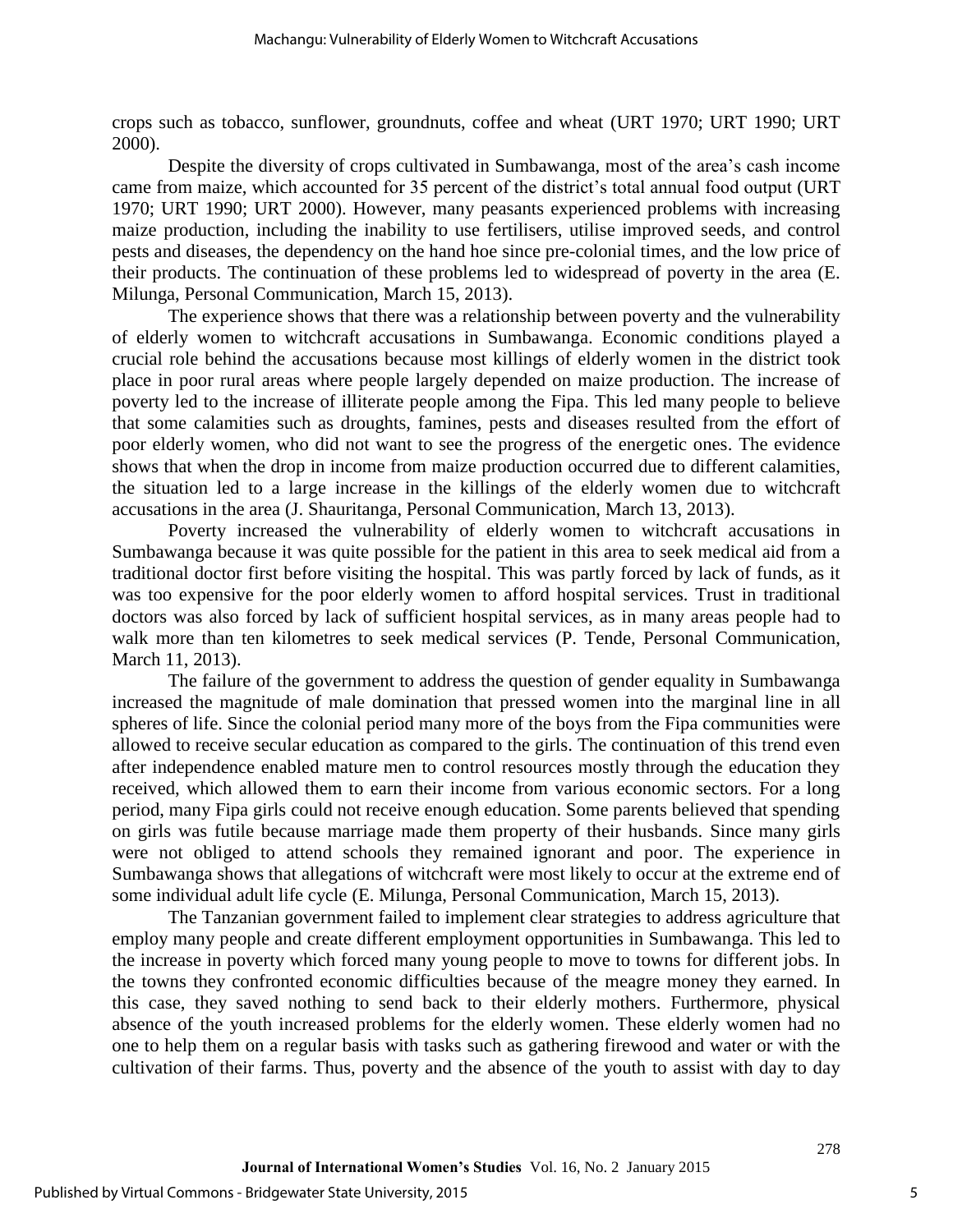crops such as tobacco, sunflower, groundnuts, coffee and wheat (URT 1970; URT 1990; URT 2000).

Despite the diversity of crops cultivated in Sumbawanga, most of the area's cash income came from maize, which accounted for 35 percent of the district's total annual food output (URT 1970; URT 1990; URT 2000). However, many peasants experienced problems with increasing maize production, including the inability to use fertilisers, utilise improved seeds, and control pests and diseases, the dependency on the hand hoe since pre-colonial times, and the low price of their products. The continuation of these problems led to widespread of poverty in the area (E. Milunga, Personal Communication, March 15, 2013).

The experience shows that there was a relationship between poverty and the vulnerability of elderly women to witchcraft accusations in Sumbawanga. Economic conditions played a crucial role behind the accusations because most killings of elderly women in the district took place in poor rural areas where people largely depended on maize production. The increase of poverty led to the increase of illiterate people among the Fipa. This led many people to believe that some calamities such as droughts, famines, pests and diseases resulted from the effort of poor elderly women, who did not want to see the progress of the energetic ones. The evidence shows that when the drop in income from maize production occurred due to different calamities, the situation led to a large increase in the killings of the elderly women due to witchcraft accusations in the area (J. Shauritanga, Personal Communication, March 13, 2013).

Poverty increased the vulnerability of elderly women to witchcraft accusations in Sumbawanga because it was quite possible for the patient in this area to seek medical aid from a traditional doctor first before visiting the hospital. This was partly forced by lack of funds, as it was too expensive for the poor elderly women to afford hospital services. Trust in traditional doctors was also forced by lack of sufficient hospital services, as in many areas people had to walk more than ten kilometres to seek medical services (P. Tende, Personal Communication, March 11, 2013).

The failure of the government to address the question of gender equality in Sumbawanga increased the magnitude of male domination that pressed women into the marginal line in all spheres of life. Since the colonial period many more of the boys from the Fipa communities were allowed to receive secular education as compared to the girls. The continuation of this trend even after independence enabled mature men to control resources mostly through the education they received, which allowed them to earn their income from various economic sectors. For a long period, many Fipa girls could not receive enough education. Some parents believed that spending on girls was futile because marriage made them property of their husbands. Since many girls were not obliged to attend schools they remained ignorant and poor. The experience in Sumbawanga shows that allegations of witchcraft were most likely to occur at the extreme end of some individual adult life cycle (E. Milunga, Personal Communication, March 15, 2013).

The Tanzanian government failed to implement clear strategies to address agriculture that employ many people and create different employment opportunities in Sumbawanga. This led to the increase in poverty which forced many young people to move to towns for different jobs. In the towns they confronted economic difficulties because of the meagre money they earned. In this case, they saved nothing to send back to their elderly mothers. Furthermore, physical absence of the youth increased problems for the elderly women. These elderly women had no one to help them on a regular basis with tasks such as gathering firewood and water or with the cultivation of their farms. Thus, poverty and the absence of the youth to assist with day to day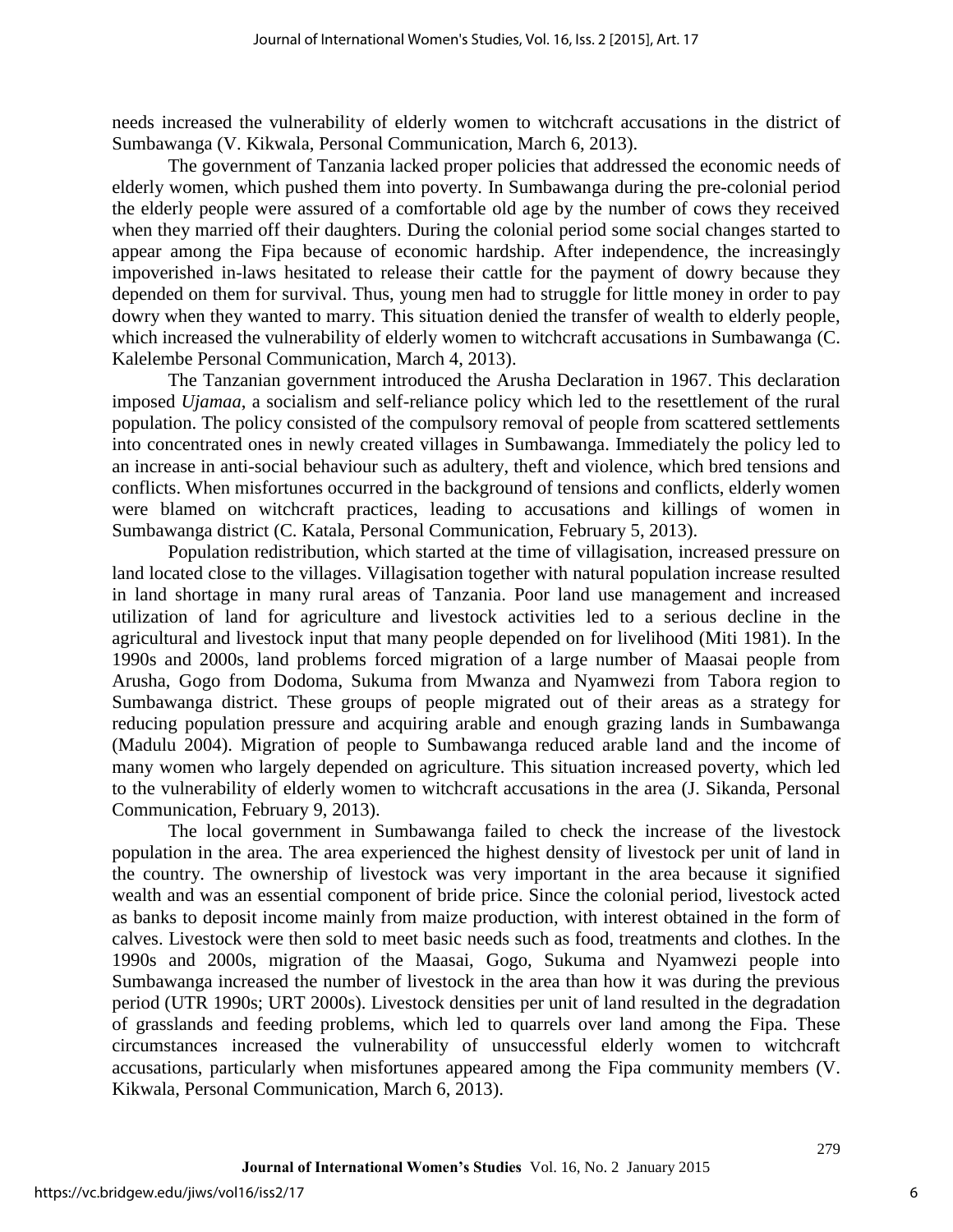needs increased the vulnerability of elderly women to witchcraft accusations in the district of Sumbawanga (V. Kikwala, Personal Communication, March 6, 2013).

The government of Tanzania lacked proper policies that addressed the economic needs of elderly women, which pushed them into poverty. In Sumbawanga during the pre-colonial period the elderly people were assured of a comfortable old age by the number of cows they received when they married off their daughters. During the colonial period some social changes started to appear among the Fipa because of economic hardship. After independence, the increasingly impoverished in-laws hesitated to release their cattle for the payment of dowry because they depended on them for survival. Thus, young men had to struggle for little money in order to pay dowry when they wanted to marry. This situation denied the transfer of wealth to elderly people, which increased the vulnerability of elderly women to witchcraft accusations in Sumbawanga (C. Kalelembe Personal Communication, March 4, 2013).

The Tanzanian government introduced the Arusha Declaration in 1967. This declaration imposed *Ujamaa*, a socialism and self-reliance policy which led to the resettlement of the rural population. The policy consisted of the compulsory removal of people from scattered settlements into concentrated ones in newly created villages in Sumbawanga. Immediately the policy led to an increase in anti-social behaviour such as adultery, theft and violence, which bred tensions and conflicts. When misfortunes occurred in the background of tensions and conflicts, elderly women were blamed on witchcraft practices, leading to accusations and killings of women in Sumbawanga district (C. Katala, Personal Communication, February 5, 2013).

Population redistribution, which started at the time of villagisation, increased pressure on land located close to the villages. Villagisation together with natural population increase resulted in land shortage in many rural areas of Tanzania. Poor land use management and increased utilization of land for agriculture and livestock activities led to a serious decline in the agricultural and livestock input that many people depended on for livelihood (Miti 1981). In the 1990s and 2000s, land problems forced migration of a large number of Maasai people from Arusha, Gogo from Dodoma, Sukuma from Mwanza and Nyamwezi from Tabora region to Sumbawanga district. These groups of people migrated out of their areas as a strategy for reducing population pressure and acquiring arable and enough grazing lands in Sumbawanga (Madulu 2004). Migration of people to Sumbawanga reduced arable land and the income of many women who largely depended on agriculture. This situation increased poverty, which led to the vulnerability of elderly women to witchcraft accusations in the area (J. Sikanda, Personal Communication, February 9, 2013).

The local government in Sumbawanga failed to check the increase of the livestock population in the area. The area experienced the highest density of livestock per unit of land in the country. The ownership of livestock was very important in the area because it signified wealth and was an essential component of bride price. Since the colonial period, livestock acted as banks to deposit income mainly from maize production, with interest obtained in the form of calves. Livestock were then sold to meet basic needs such as food, treatments and clothes. In the 1990s and 2000s, migration of the Maasai, Gogo, Sukuma and Nyamwezi people into Sumbawanga increased the number of livestock in the area than how it was during the previous period (UTR 1990s; URT 2000s). Livestock densities per unit of land resulted in the degradation of grasslands and feeding problems, which led to quarrels over land among the Fipa. These circumstances increased the vulnerability of unsuccessful elderly women to witchcraft accusations, particularly when misfortunes appeared among the Fipa community members (V. Kikwala, Personal Communication, March 6, 2013).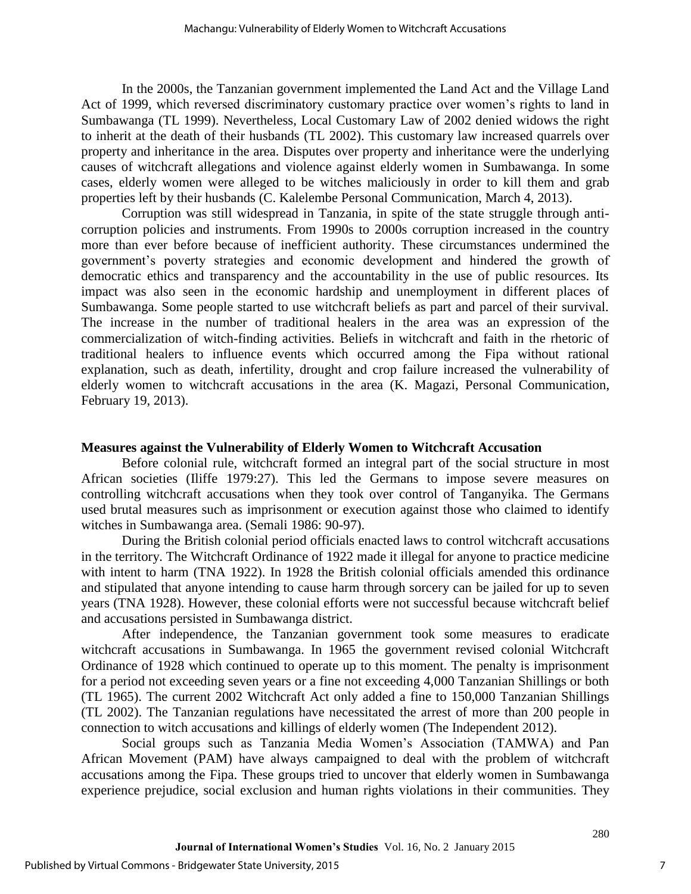In the 2000s, the Tanzanian government implemented the Land Act and the Village Land Act of 1999, which reversed discriminatory customary practice over women's rights to land in Sumbawanga (TL 1999). Nevertheless, Local Customary Law of 2002 denied widows the right to inherit at the death of their husbands (TL 2002). This customary law increased quarrels over property and inheritance in the area. Disputes over property and inheritance were the underlying causes of witchcraft allegations and violence against elderly women in Sumbawanga. In some cases, elderly women were alleged to be witches maliciously in order to kill them and grab properties left by their husbands (C. Kalelembe Personal Communication, March 4, 2013).

Corruption was still widespread in Tanzania, in spite of the state struggle through anti-corruption policies and instruments. From 1990s to 2000s corruption increased in the country more than ever before because of inefficient authority. These circumstances undermined the government's poverty strategies and economic development and hindered the growth of democratic ethics and transparency and the accountability in the use of public resources. Its impact was also seen in the economic hardship and unemployment in different places of Sumbawanga. Some people started to use witchcraft beliefs as part and parcel of their survival. The increase in the number of traditional healers in the area was an expression of the commercialization of witch-finding activities. Beliefs in witchcraft and faith in the rhetoric of traditional healers to influence events which occurred among the Fipa without rational explanation, such as death, infertility, drought and crop failure increased the vulnerability of elderly women to witchcraft accusations in the area (K. Magazi, Personal Communication, February 19, 2013).

## Measures against the Vulnerability of Elderly Women to Witchcraft Accusation

Before colonial rule, witchcraft formed an integral part of the social structure in most African societies (Iliffe 1979:27). This led the Germans to impose severe measures on controlling witchcraft accusations when they took over control of Tanganyika. The Germans used brutal measures such as imprisonment or execution against those who claimed to identify witches in Sumbawanga area. (Semali 1986: 90-97).

During the British colonial period officials enacted laws to control witchcraft accusations in the territory. The Witchcraft Ordinance of 1922 made it illegal for anyone to practice medicine with intent to harm (TNA 1922). In 1928 the British colonial officials amended this ordinance and stipulated that anyone intending to cause harm through sorcery can be jailed for up to seven years (TNA 1928). However, these colonial efforts were not successful because witchcraft belief and accusations persisted in Sumbawanga district.

After independence, the Tanzanian government took some measures to eradicate witchcraft accusations in Sumbawanga. In 1965 the government revised colonial Witchcraft Ordinance of 1928 which continued to operate up to this moment. The penalty is imprisonment for a period not exceeding seven years or a fine not exceeding 4,000 Tanzanian Shillings or both (TL 1965). The current 2002 Witchcraft Act only added a fine to 150,000 Tanzanian Shillings (TL 2002). The Tanzanian regulations have necessitated the arrest of more than 200 people in connection to witch accusations and killings of elderly women (The Independent 2012).

Social groups such as Tanzania Media Women's Association (TAMWA) and Pan African Movement (PAM) have always campaigned to deal with the problem of witchcraft accusations among the Fipa. These groups tried to uncover that elderly women in Sumbawanga experience prejudice, social exclusion and human rights violations in their communities. They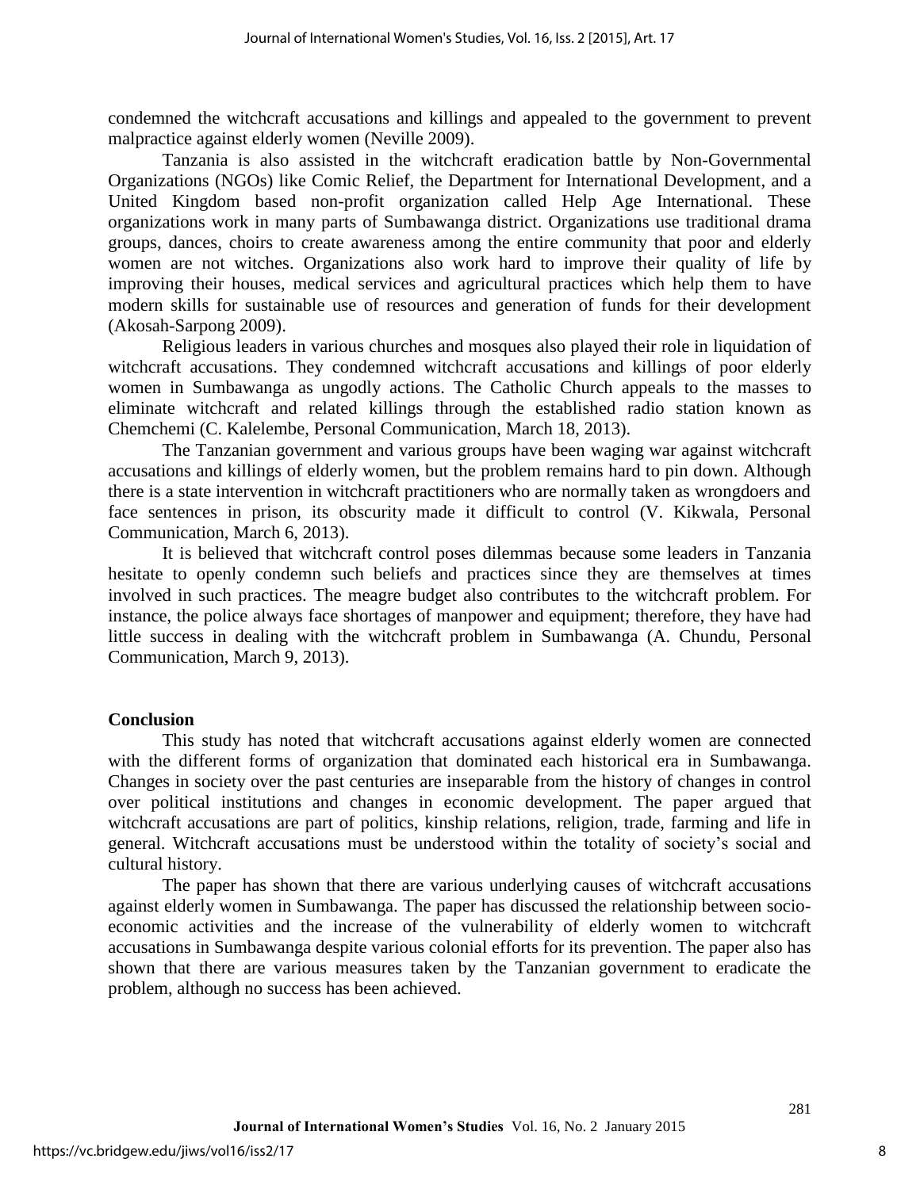condemned the witchcraft accusations and killings and appealed to the government to prevent malpractice against elderly women (Neville 2009).

Tanzania is also assisted in the witchcraft eradication battle by Non-Governmental Organizations (NGOs) like Comic Relief, the Department for International Development, and a United Kingdom based non-profit organization called Help Age International. These organizations work in many parts of Sumbawanga district. Organizations use traditional drama groups, dances, choirs to create awareness among the entire community that poor and elderly women are not witches. Organizations also work hard to improve their quality of life by improving their houses, medical services and agricultural practices which help them to have modern skills for sustainable use of resources and generation of funds for their development (Akosah-Sarpong 2009).

Religious leaders in various churches and mosques also played their role in liquidation of witchcraft accusations. They condemned witchcraft accusations and killings of poor elderly women in Sumbawanga as ungodly actions. The Catholic Church appeals to the masses to eliminate witchcraft and related killings through the established radio station known as Chemchemi (C. Kalelembe, Personal Communication, March 18, 2013).

The Tanzanian government and various groups have been waging war against witchcraft accusations and killings of elderly women, but the problem remains hard to pin down. Although there is a state intervention in witchcraft practitioners who are normally taken as wrongdoers and face sentences in prison, its obscurity made it difficult to control (V. Kikwala, Personal Communication, March 6, 2013).

It is believed that witchcraft control poses dilemmas because some leaders in Tanzania hesitate to openly condemn such beliefs and practices since they are themselves at times involved in such practices. The meagre budget also contributes to the witchcraft problem. For instance, the police always face shortages of manpower and equipment; therefore, they have had little success in dealing with the witchcraft problem in Sumbawanga (A. Chundu, Personal Communication, March 9, 2013).

## Conclusion

This study has noted that witchcraft accusations against elderly women are connected with the different forms of organization that dominated each historical era in Sumbawanga. Changes in society over the past centuries are inseparable from the history of changes in control over political institutions and changes in economic development. The paper argued that witchcraft accusations are part of politics, kinship relations, religion, trade, farming and life in general. Witchcraft accusations must be understood within the totality of society's social and cultural history.

The paper has shown that there are various underlying causes of witchcraft accusations against elderly women in Sumbawanga. The paper has discussed the relationship between socio-economic activities and the increase of the vulnerability of elderly women to witchcraft accusations in Sumbawanga despite various colonial efforts for its prevention. The paper also has shown that there are various measures taken by the Tanzanian government to eradicate the problem, although no success has been achieved.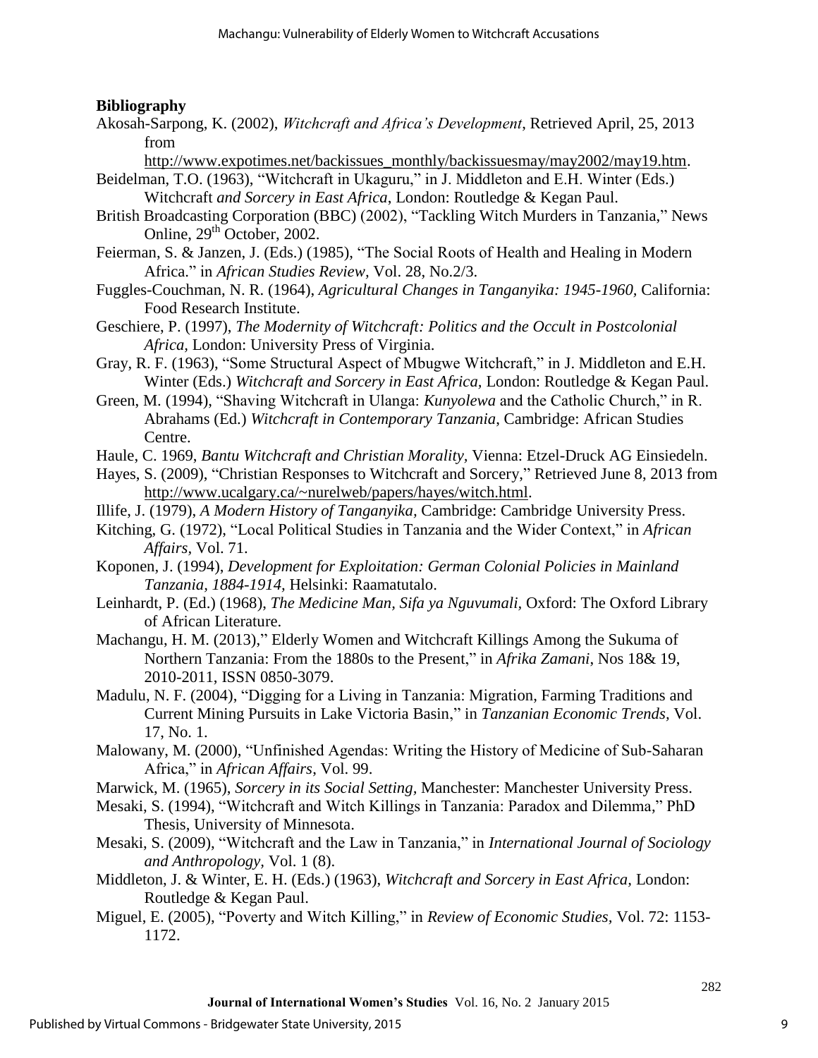## Bibliography

Akosah-Sarpong, K. (2002), *Witchcraft and Africa's Development*, Retrieved April, 25, 2013 from http://www.expotimes.net/backissues_monthly/backissuesmay/may2002/may19.htm.

Beidelman, T.O. (1963), "Witchcraft in Ukaguru," in J. Middleton and E.H. Winter (Eds.) Witchcraft *and Sorcery in East Africa*, London: Routledge & Kegan Paul.

British Broadcasting Corporation (BBC) (2002), "Tackling Witch Murders in Tanzania," News Online, 29th October, 2002.

Feierman, S. & Janzen, J. (Eds.) (1985), "The Social Roots of Health and Healing in Modern Africa." in *African Studies Review*, Vol. 28, No.2/3.

Fuggles-Couchman, N. R. (1964), *Agricultural Changes in Tanganyika: 1945-1960*, California: Food Research Institute.

Geschiere, P. (1997), *The Modernity of Witchcraft: Politics and the Occult in Postcolonial Africa*, London: University Press of Virginia.

Gray, R. F. (1963), "Some Structural Aspect of Mbugwe Witchcraft," in J. Middleton and E.H. Winter (Eds.) *Witchcraft and Sorcery in East Africa*, London: Routledge & Kegan Paul.

Green, M. (1994), "Shaving Witchcraft in Ulanga: *Kunyolewa* and the Catholic Church," in R. Abrahams (Ed.) *Witchcraft in Contemporary Tanzania*, Cambridge: African Studies Centre.

Haule, C. 1969, *Bantu Witchcraft and Christian Morality*, Vienna: Etzel-Druck AG Einsiedeln.

Hayes, S. (2009), "Christian Responses to Witchcraft and Sorcery," Retrieved June 8, 2013 from http://www.ucalgary.ca/~nurelweb/papers/hayes/witch.html.

Illife, J. (1979), *A Modern History of Tanganyika*, Cambridge: Cambridge University Press.

Kitching, G. (1972), "Local Political Studies in Tanzania and the Wider Context," in *African Affairs*, Vol. 71.

Koponen, J. (1994), *Development for Exploitation: German Colonial Policies in Mainland Tanzania, 1884-1914*, Helsinki: Raamatutalo.

Leinhardt, P. (Ed.) (1968), *The Medicine Man, Sifa ya Nguvumali*, Oxford: The Oxford Library of African Literature.

Machangu, H. M. (2013)," Elderly Women and Witchcraft Killings Among the Sukuma of Northern Tanzania: From the 1880s to the Present," in *Afrika Zamani*, Nos 18& 19, 2010-2011, ISSN 0850-3079.

Madulu, N. F. (2004), "Digging for a Living in Tanzania: Migration, Farming Traditions and Current Mining Pursuits in Lake Victoria Basin," in *Tanzanian Economic Trends*, Vol. 17, No. 1.

Malowany, M. (2000), "Unfinished Agendas: Writing the History of Medicine of Sub-Saharan Africa," in *African Affairs*, Vol. 99.

Marwick, M. (1965), *Sorcery in its Social Setting*, Manchester: Manchester University Press.

Mesaki, S. (1994), "Witchcraft and Witch Killings in Tanzania: Paradox and Dilemma," PhD Thesis, University of Minnesota.

Mesaki, S. (2009), "Witchcraft and the Law in Tanzania," in *International Journal of Sociology and Anthropology*, Vol. 1 (8).

Middleton, J. & Winter, E. H. (Eds.) (1963), *Witchcraft and Sorcery in East Africa*, London: Routledge & Kegan Paul.

Miguel, E. (2005), "Poverty and Witch Killing," in *Review of Economic Studies*, Vol. 72: 1153-1172.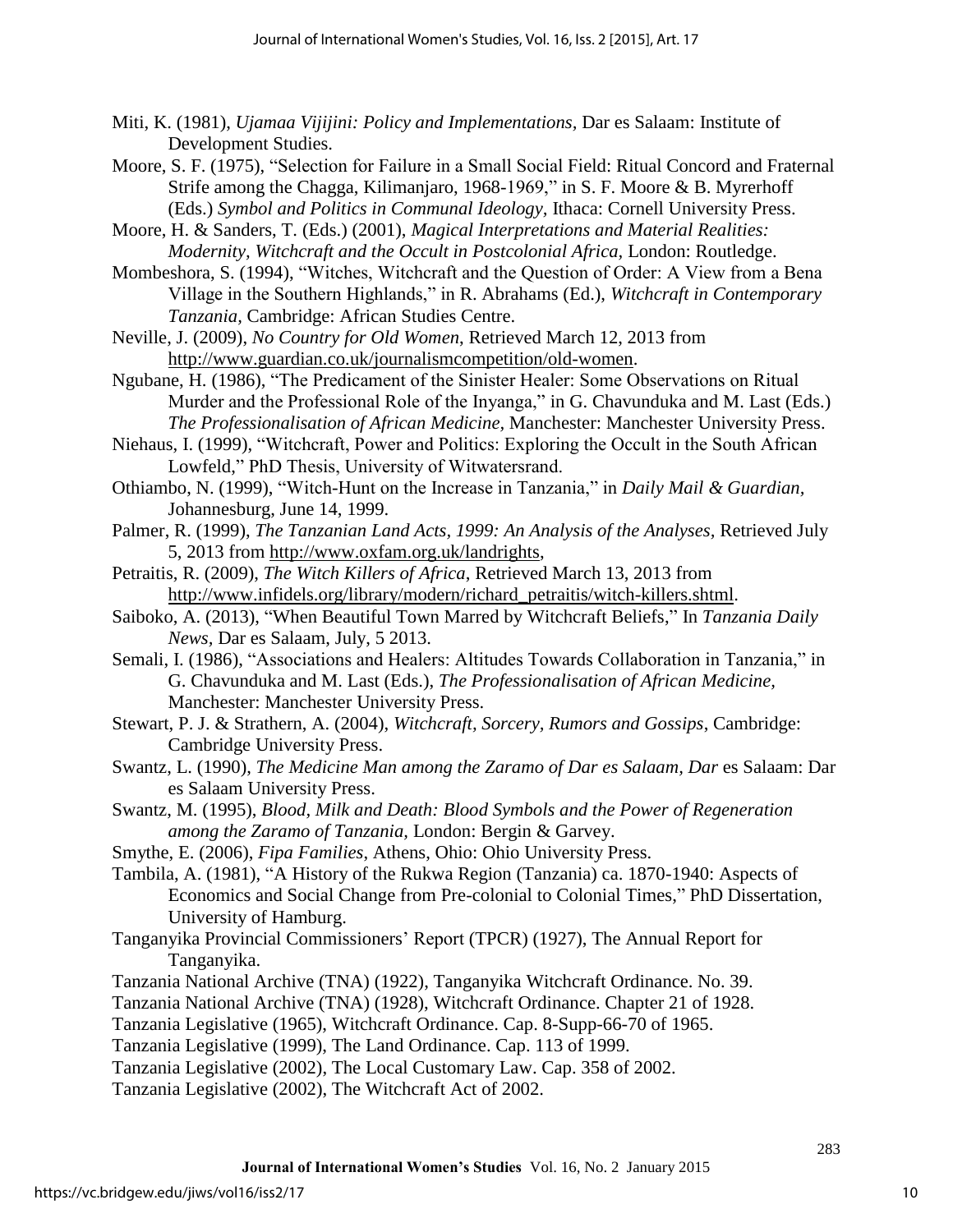Miti, K. (1981), *Ujamaa Vijijini: Policy and Implementations*, Dar es Salaam: Institute of Development Studies.

Moore, S. F. (1975), "Selection for Failure in a Small Social Field: Ritual Concord and Fraternal Strife among the Chagga, Kilimanjaro, 1968-1969," in S. F. Moore & B. Myrerhoff (Eds.) *Symbol and Politics in Communal Ideology*, Ithaca: Cornell University Press.

Moore, H. & Sanders, T. (Eds.) (2001), *Magical Interpretations and Material Realities: Modernity, Witchcraft and the Occult in Postcolonial Africa*, London: Routledge.

Mombeshora, S. (1994), "Witches, Witchcraft and the Question of Order: A View from a Bena Village in the Southern Highlands," in R. Abrahams (Ed.), *Witchcraft in Contemporary Tanzania*, Cambridge: African Studies Centre.

Neville, J. (2009), *No Country for Old Women*, Retrieved March 12, 2013 from http://www.guardian.co.uk/journalismcompetition/old-women.

Ngubane, H. (1986), "The Predicament of the Sinister Healer: Some Observations on Ritual Murder and the Professional Role of the Inyanga," in G. Chavunduka and M. Last (Eds.) *The Professionalisation of African Medicine,* Manchester: Manchester University Press.

Niehaus, I. (1999), "Witchcraft, Power and Politics: Exploring the Occult in the South African Lowfeld," PhD Thesis, University of Witwatersrand.

Othiambo, N. (1999), "Witch-Hunt on the Increase in Tanzania," in *Daily Mail & Guardian,* Johannesburg, June 14, 1999.

Palmer, R. (1999), *The Tanzanian Land Acts, 1999: An Analysis of the Analyses*, Retrieved July 5, 2013 from http://www.oxfam.org.uk/landrights,

Petraitis, R. (2009), *The Witch Killers of Africa*, Retrieved March 13, 2013 from http://www.infidels.org/library/modern/richard_petraitis/witch-killers.shtml.

Saiboko, A. (2013), "When Beautiful Town Marred by Witchcraft Beliefs," In *Tanzania Daily News*, Dar es Salaam, July, 5 2013.

Semali, I. (1986), "Associations and Healers: Altitudes Towards Collaboration in Tanzania," in G. Chavunduka and M. Last (Eds.), *The Professionalisation of African Medicine,* Manchester: Manchester University Press.

Stewart, P. J. & Strathern, A. (2004), *Witchcraft, Sorcery, Rumors and Gossips*, Cambridge: Cambridge University Press.

Swantz, L. (1990), *The Medicine Man among the Zaramo of Dar es Salaam, Dar* es Salaam: Dar es Salaam University Press.

Swantz, M. (1995), *Blood, Milk and Death: Blood Symbols and the Power of Regeneration among the Zaramo of Tanzania,* London: Bergin & Garvey.

Smythe, E. (2006), *Fipa Families*, Athens, Ohio: Ohio University Press.

Tambila, A. (1981), "A History of the Rukwa Region (Tanzania) ca. 1870-1940: Aspects of Economics and Social Change from Pre-colonial to Colonial Times," PhD Dissertation, University of Hamburg.

Tanganyika Provincial Commissioners' Report (TPCR) (1927), The Annual Report for Tanganyika.

Tanzania National Archive (TNA) (1922), Tanganyika Witchcraft Ordinance. No. 39.

Tanzania National Archive (TNA) (1928), Witchcraft Ordinance. Chapter 21 of 1928.

Tanzania Legislative (1965), Witchcraft Ordinance. Cap. 8-Supp-66-70 of 1965.

Tanzania Legislative (1999), The Land Ordinance. Cap. 113 of 1999.

Tanzania Legislative (2002), The Local Customary Law. Cap. 358 of 2002.

Tanzania Legislative (2002), The Witchcraft Act of 2002.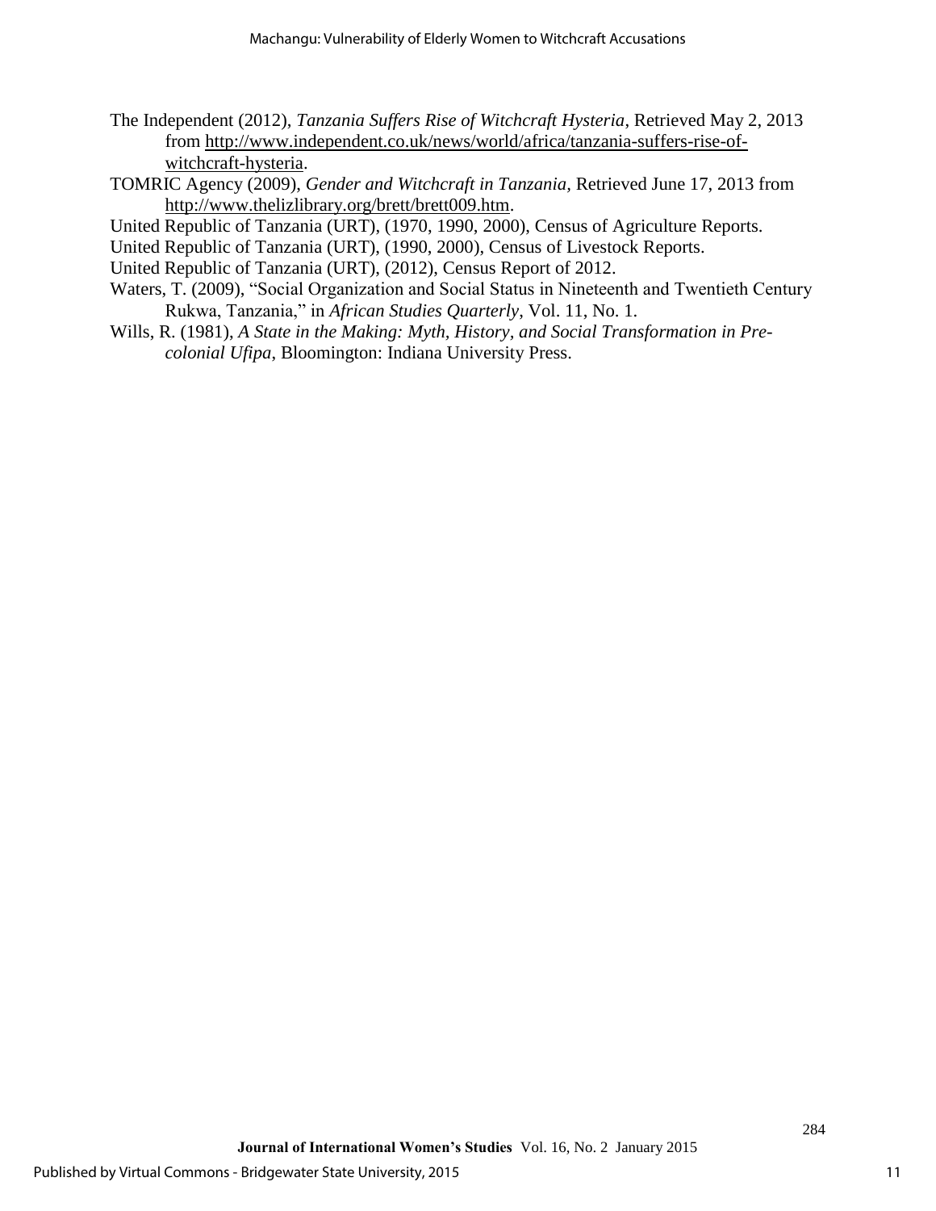The Independent (2012), *Tanzania Suffers Rise of Witchcraft Hysteria*, Retrieved May 2, 2013 from http://www.independent.co.uk/news/world/africa/tanzania-suffers-rise-of-witchcraft-hysteria.

TOMRIC Agency (2009), *Gender and Witchcraft in Tanzania*, Retrieved June 17, 2013 from http://www.thelizlibrary.org/brett/brett009.htm.

United Republic of Tanzania (URT), (1970, 1990, 2000), Census of Agriculture Reports.

United Republic of Tanzania (URT), (1990, 2000), Census of Livestock Reports.

United Republic of Tanzania (URT), (2012), Census Report of 2012.

Waters, T. (2009), "Social Organization and Social Status in Nineteenth and Twentieth Century Rukwa, Tanzania," in *African Studies Quarterly*, Vol. 11, No. 1.

Wills, R. (1981), *A State in the Making: Myth, History, and Social Transformation in Pre-colonial Ufipa*, Bloomington: Indiana University Press.